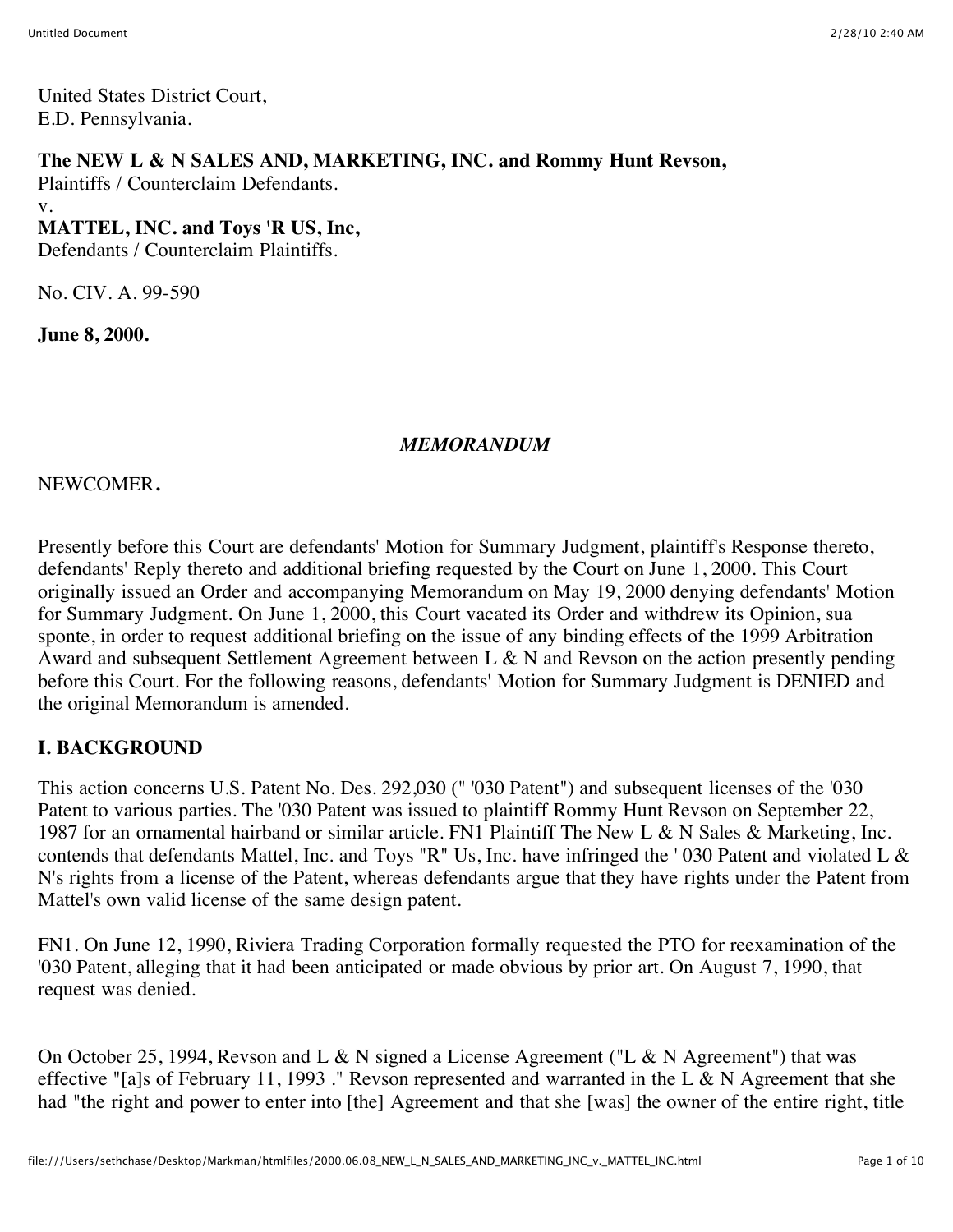United States District Court,
E.D. Pennsylvania.

**The NEW L & N SALES AND, MARKETING, INC. and Rommy Hunt Revson,**
Plaintiffs / Counterclaim Defendants.
v.
**MATTEL, INC. and Toys 'R US, Inc,**
Defendants / Counterclaim Plaintiffs.

No. CIV. A. 99-590

**June 8, 2000.**

*MEMORANDUM*

NEWCOMER.

Presently before this Court are defendants' Motion for Summary Judgment, plaintiff's Response thereto, defendants' Reply thereto and additional briefing requested by the Court on June 1, 2000. This Court originally issued an Order and accompanying Memorandum on May 19, 2000 denying defendants' Motion for Summary Judgment. On June 1, 2000, this Court vacated its Order and withdrew its Opinion, sua sponte, in order to request additional briefing on the issue of any binding effects of the 1999 Arbitration Award and subsequent Settlement Agreement between L & N and Revson on the action presently pending before this Court. For the following reasons, defendants' Motion for Summary Judgment is DENIED and the original Memorandum is amended.

## I. BACKGROUND

This action concerns U.S. Patent No. Des. 292,030 (" '030 Patent") and subsequent licenses of the '030 Patent to various parties. The '030 Patent was issued to plaintiff Rommy Hunt Revson on September 22, 1987 for an ornamental hairband or similar article. FN1 Plaintiff The New L & N Sales & Marketing, Inc. contends that defendants Mattel, Inc. and Toys "R" Us, Inc. have infringed the ' 030 Patent and violated L & N's rights from a license of the Patent, whereas defendants argue that they have rights under the Patent from Mattel's own valid license of the same design patent.

FN1. On June 12, 1990, Riviera Trading Corporation formally requested the PTO for reexamination of the '030 Patent, alleging that it had been anticipated or made obvious by prior art. On August 7, 1990, that request was denied.

On October 25, 1994, Revson and L & N signed a License Agreement ("L & N Agreement") that was effective "[a]s of February 11, 1993 ." Revson represented and warranted in the L & N Agreement that she had "the right and power to enter into [the] Agreement and that she [was] the owner of the entire right, title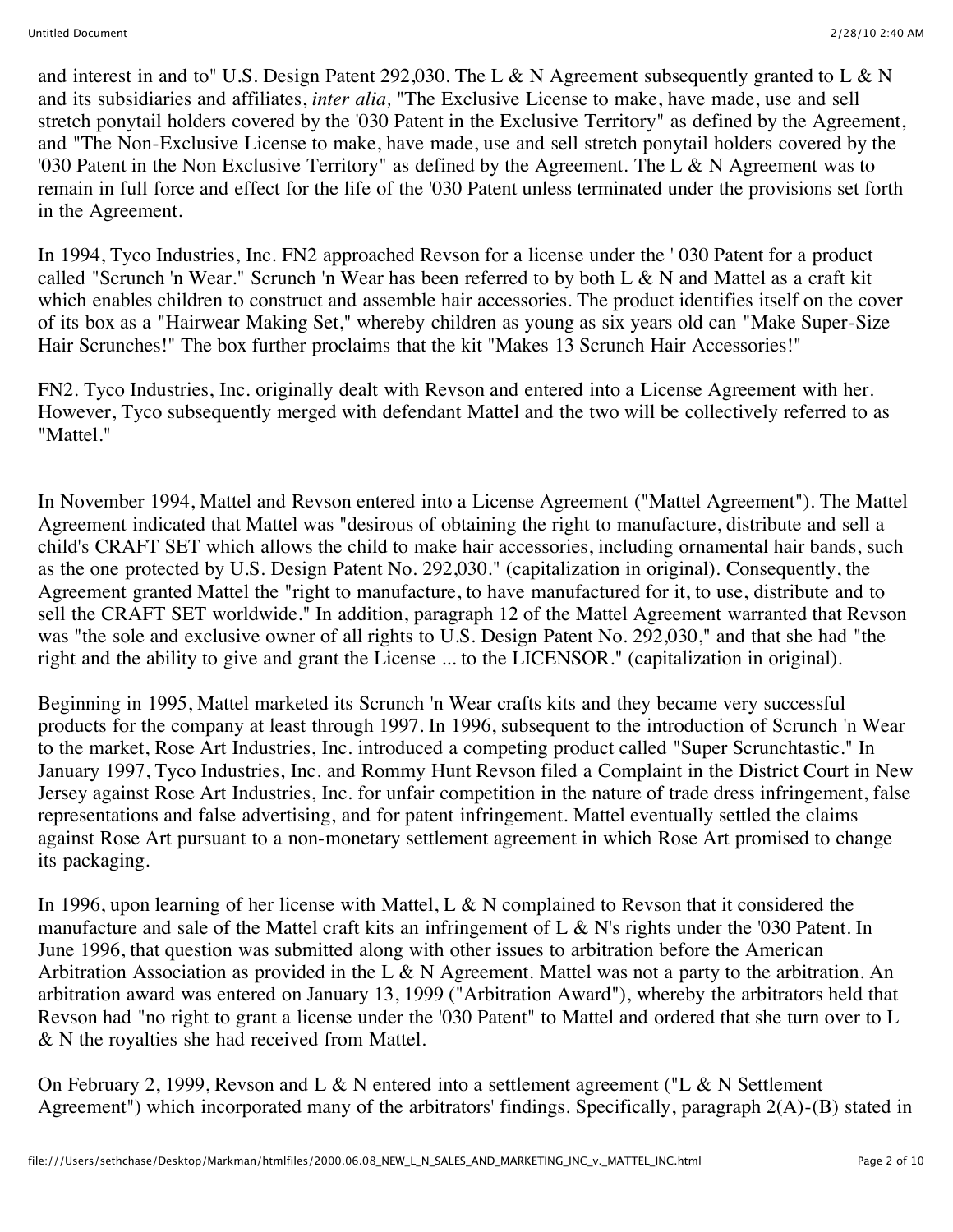and interest in and to" U.S. Design Patent 292,030. The L & N Agreement subsequently granted to L & N and its subsidiaries and affiliates, *inter alia,* "The Exclusive License to make, have made, use and sell stretch ponytail holders covered by the '030 Patent in the Exclusive Territory" as defined by the Agreement, and "The Non-Exclusive License to make, have made, use and sell stretch ponytail holders covered by the '030 Patent in the Non Exclusive Territory" as defined by the Agreement. The L & N Agreement was to remain in full force and effect for the life of the '030 Patent unless terminated under the provisions set forth in the Agreement.

In 1994, Tyco Industries, Inc. FN2 approached Revson for a license under the ' 030 Patent for a product called "Scrunch 'n Wear." Scrunch 'n Wear has been referred to by both L & N and Mattel as a craft kit which enables children to construct and assemble hair accessories. The product identifies itself on the cover of its box as a "Hairwear Making Set," whereby children as young as six years old can "Make Super-Size Hair Scrunches!" The box further proclaims that the kit "Makes 13 Scrunch Hair Accessories!"

FN2. Tyco Industries, Inc. originally dealt with Revson and entered into a License Agreement with her. However, Tyco subsequently merged with defendant Mattel and the two will be collectively referred to as "Mattel."

In November 1994, Mattel and Revson entered into a License Agreement ("Mattel Agreement"). The Mattel Agreement indicated that Mattel was "desirous of obtaining the right to manufacture, distribute and sell a child's CRAFT SET which allows the child to make hair accessories, including ornamental hair bands, such as the one protected by U.S. Design Patent No. 292,030." (capitalization in original). Consequently, the Agreement granted Mattel the "right to manufacture, to have manufactured for it, to use, distribute and to sell the CRAFT SET worldwide." In addition, paragraph 12 of the Mattel Agreement warranted that Revson was "the sole and exclusive owner of all rights to U.S. Design Patent No. 292,030," and that she had "the right and the ability to give and grant the License ... to the LICENSOR." (capitalization in original).

Beginning in 1995, Mattel marketed its Scrunch 'n Wear crafts kits and they became very successful products for the company at least through 1997. In 1996, subsequent to the introduction of Scrunch 'n Wear to the market, Rose Art Industries, Inc. introduced a competing product called "Super Scrunchtastic." In January 1997, Tyco Industries, Inc. and Rommy Hunt Revson filed a Complaint in the District Court in New Jersey against Rose Art Industries, Inc. for unfair competition in the nature of trade dress infringement, false representations and false advertising, and for patent infringement. Mattel eventually settled the claims against Rose Art pursuant to a non-monetary settlement agreement in which Rose Art promised to change its packaging.

In 1996, upon learning of her license with Mattel, L & N complained to Revson that it considered the manufacture and sale of the Mattel craft kits an infringement of L & N's rights under the '030 Patent. In June 1996, that question was submitted along with other issues to arbitration before the American Arbitration Association as provided in the L & N Agreement. Mattel was not a party to the arbitration. An arbitration award was entered on January 13, 1999 ("Arbitration Award"), whereby the arbitrators held that Revson had "no right to grant a license under the '030 Patent" to Mattel and ordered that she turn over to L & N the royalties she had received from Mattel.

On February 2, 1999, Revson and L & N entered into a settlement agreement ("L & N Settlement Agreement") which incorporated many of the arbitrators' findings. Specifically, paragraph 2(A)-(B) stated in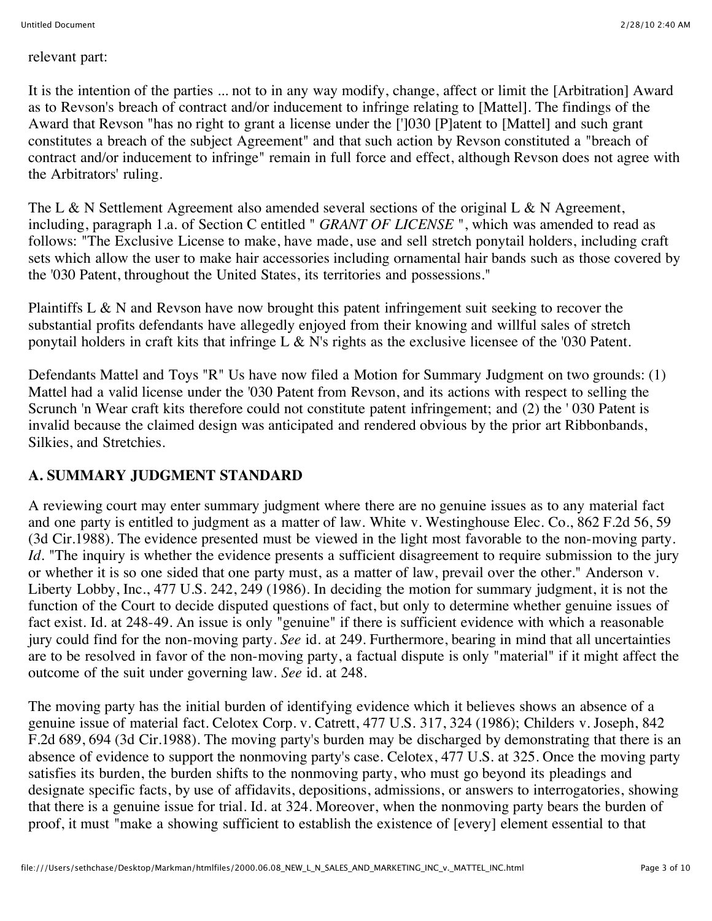relevant part:

It is the intention of the parties ... not to in any way modify, change, affect or limit the [Arbitration] Award as to Revson's breach of contract and/or inducement to infringe relating to [Mattel]. The findings of the Award that Revson "has no right to grant a license under the [']030 [P]atent to [Mattel] and such grant constitutes a breach of the subject Agreement" and that such action by Revson constituted a "breach of contract and/or inducement to infringe" remain in full force and effect, although Revson does not agree with the Arbitrators' ruling.

The L & N Settlement Agreement also amended several sections of the original L & N Agreement, including, paragraph 1.a. of Section C entitled " *GRANT OF LICENSE* ", which was amended to read as follows: "The Exclusive License to make, have made, use and sell stretch ponytail holders, including craft sets which allow the user to make hair accessories including ornamental hair bands such as those covered by the '030 Patent, throughout the United States, its territories and possessions."

Plaintiffs L & N and Revson have now brought this patent infringement suit seeking to recover the substantial profits defendants have allegedly enjoyed from their knowing and willful sales of stretch ponytail holders in craft kits that infringe L & N's rights as the exclusive licensee of the '030 Patent.

Defendants Mattel and Toys "R" Us have now filed a Motion for Summary Judgment on two grounds: (1) Mattel had a valid license under the '030 Patent from Revson, and its actions with respect to selling the Scrunch 'n Wear craft kits therefore could not constitute patent infringement; and (2) the ' 030 Patent is invalid because the claimed design was anticipated and rendered obvious by the prior art Ribbonbands, Silkies, and Stretchies.

## A. SUMMARY JUDGMENT STANDARD

A reviewing court may enter summary judgment where there are no genuine issues as to any material fact and one party is entitled to judgment as a matter of law. White v. Westinghouse Elec. Co., 862 F.2d 56, 59 (3d Cir.1988). The evidence presented must be viewed in the light most favorable to the non-moving party. *Id*. "The inquiry is whether the evidence presents a sufficient disagreement to require submission to the jury or whether it is so one sided that one party must, as a matter of law, prevail over the other." Anderson v. Liberty Lobby, Inc., 477 U.S. 242, 249 (1986). In deciding the motion for summary judgment, it is not the function of the Court to decide disputed questions of fact, but only to determine whether genuine issues of fact exist. Id. at 248-49. An issue is only "genuine" if there is sufficient evidence with which a reasonable jury could find for the non-moving party. *See* id. at 249. Furthermore, bearing in mind that all uncertainties are to be resolved in favor of the non-moving party, a factual dispute is only "material" if it might affect the outcome of the suit under governing law. *See* id. at 248.

The moving party has the initial burden of identifying evidence which it believes shows an absence of a genuine issue of material fact. Celotex Corp. v. Catrett, 477 U.S. 317, 324 (1986); Childers v. Joseph, 842 F.2d 689, 694 (3d Cir.1988). The moving party's burden may be discharged by demonstrating that there is an absence of evidence to support the nonmoving party's case. Celotex, 477 U.S. at 325. Once the moving party satisfies its burden, the burden shifts to the nonmoving party, who must go beyond its pleadings and designate specific facts, by use of affidavits, depositions, admissions, or answers to interrogatories, showing that there is a genuine issue for trial. Id. at 324. Moreover, when the nonmoving party bears the burden of proof, it must "make a showing sufficient to establish the existence of [every] element essential to that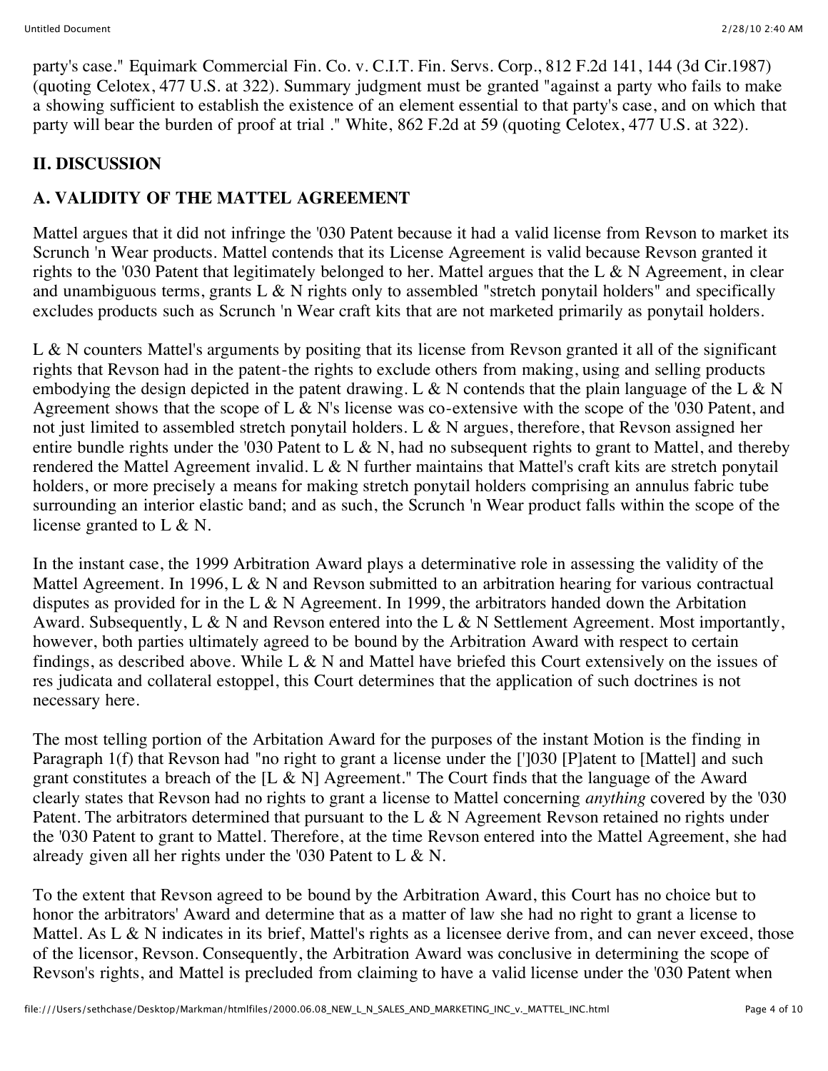party's case." Equimark Commercial Fin. Co. v. C.I.T. Fin. Servs. Corp., 812 F.2d 141, 144 (3d Cir.1987) (quoting Celotex, 477 U.S. at 322). Summary judgment must be granted "against a party who fails to make a showing sufficient to establish the existence of an element essential to that party's case, and on which that party will bear the burden of proof at trial ." White, 862 F.2d at 59 (quoting Celotex, 477 U.S. at 322).

## II. DISCUSSION

### A. VALIDITY OF THE MATTEL AGREEMENT

Mattel argues that it did not infringe the '030 Patent because it had a valid license from Revson to market its Scrunch 'n Wear products. Mattel contends that its License Agreement is valid because Revson granted it rights to the '030 Patent that legitimately belonged to her. Mattel argues that the L & N Agreement, in clear and unambiguous terms, grants L & N rights only to assembled "stretch ponytail holders" and specifically excludes products such as Scrunch 'n Wear craft kits that are not marketed primarily as ponytail holders.

L & N counters Mattel's arguments by positing that its license from Revson granted it all of the significant rights that Revson had in the patent-the rights to exclude others from making, using and selling products embodying the design depicted in the patent drawing. L & N contends that the plain language of the L & N Agreement shows that the scope of L & N's license was co-extensive with the scope of the '030 Patent, and not just limited to assembled stretch ponytail holders. L & N argues, therefore, that Revson assigned her entire bundle rights under the '030 Patent to L & N, had no subsequent rights to grant to Mattel, and thereby rendered the Mattel Agreement invalid. L & N further maintains that Mattel's craft kits are stretch ponytail holders, or more precisely a means for making stretch ponytail holders comprising an annulus fabric tube surrounding an interior elastic band; and as such, the Scrunch 'n Wear product falls within the scope of the license granted to L & N.

In the instant case, the 1999 Arbitration Award plays a determinative role in assessing the validity of the Mattel Agreement. In 1996, L & N and Revson submitted to an arbitration hearing for various contractual disputes as provided for in the L & N Agreement. In 1999, the arbitrators handed down the Arbitation Award. Subsequently, L & N and Revson entered into the L & N Settlement Agreement. Most importantly, however, both parties ultimately agreed to be bound by the Arbitration Award with respect to certain findings, as described above. While L & N and Mattel have briefed this Court extensively on the issues of res judicata and collateral estoppel, this Court determines that the application of such doctrines is not necessary here.

The most telling portion of the Arbitation Award for the purposes of the instant Motion is the finding in Paragraph 1(f) that Revson had "no right to grant a license under the [']030 [P]atent to [Mattel] and such grant constitutes a breach of the [L & N] Agreement." The Court finds that the language of the Award clearly states that Revson had no rights to grant a license to Mattel concerning *anything* covered by the '030 Patent. The arbitrators determined that pursuant to the L & N Agreement Revson retained no rights under the '030 Patent to grant to Mattel. Therefore, at the time Revson entered into the Mattel Agreement, she had already given all her rights under the '030 Patent to L & N.

To the extent that Revson agreed to be bound by the Arbitration Award, this Court has no choice but to honor the arbitrators' Award and determine that as a matter of law she had no right to grant a license to Mattel. As L & N indicates in its brief, Mattel's rights as a licensee derive from, and can never exceed, those of the licensor, Revson. Consequently, the Arbitration Award was conclusive in determining the scope of Revson's rights, and Mattel is precluded from claiming to have a valid license under the '030 Patent when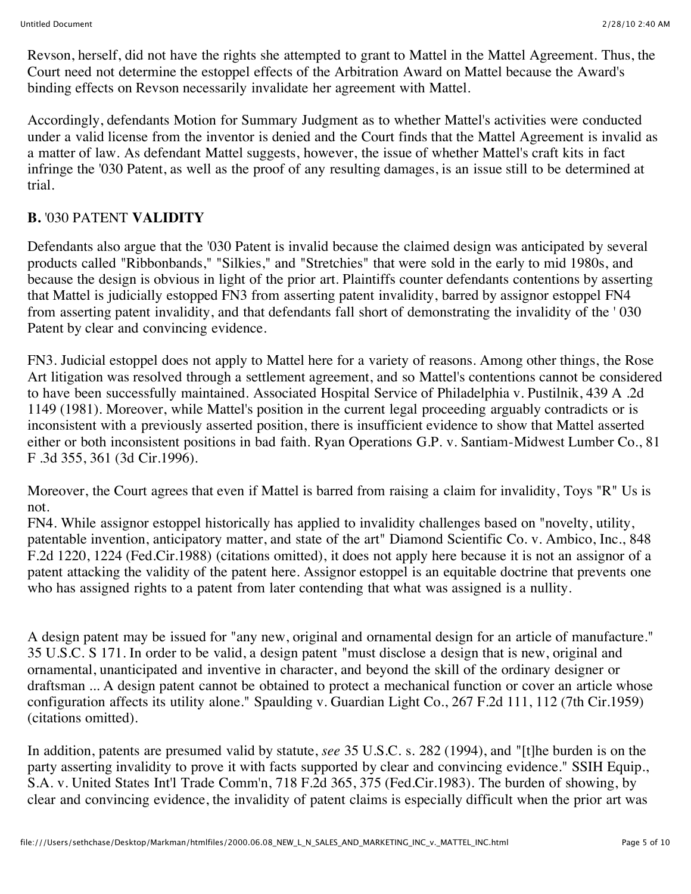Revson, herself, did not have the rights she attempted to grant to Mattel in the Mattel Agreement. Thus, the Court need not determine the estoppel effects of the Arbitration Award on Mattel because the Award's binding effects on Revson necessarily invalidate her agreement with Mattel.

Accordingly, defendants Motion for Summary Judgment as to whether Mattel's activities were conducted under a valid license from the inventor is denied and the Court finds that the Mattel Agreement is invalid as a matter of law. As defendant Mattel suggests, however, the issue of whether Mattel's craft kits in fact infringe the '030 Patent, as well as the proof of any resulting damages, is an issue still to be determined at trial.

**B.** '030 PATENT **VALIDITY**

Defendants also argue that the '030 Patent is invalid because the claimed design was anticipated by several products called "Ribbonbands," "Silkies," and "Stretchies" that were sold in the early to mid 1980s, and because the design is obvious in light of the prior art. Plaintiffs counter defendants contentions by asserting that Mattel is judicially estopped FN3 from asserting patent invalidity, barred by assignor estoppel FN4 from asserting patent invalidity, and that defendants fall short of demonstrating the invalidity of the ' 030 Patent by clear and convincing evidence.

FN3. Judicial estoppel does not apply to Mattel here for a variety of reasons. Among other things, the Rose Art litigation was resolved through a settlement agreement, and so Mattel's contentions cannot be considered to have been successfully maintained. Associated Hospital Service of Philadelphia v. Pustilnik, 439 A .2d 1149 (1981). Moreover, while Mattel's position in the current legal proceeding arguably contradicts or is inconsistent with a previously asserted position, there is insufficient evidence to show that Mattel asserted either or both inconsistent positions in bad faith. Ryan Operations G.P. v. Santiam-Midwest Lumber Co., 81 F .3d 355, 361 (3d Cir.1996).

Moreover, the Court agrees that even if Mattel is barred from raising a claim for invalidity, Toys "R" Us is not.

FN4. While assignor estoppel historically has applied to invalidity challenges based on "novelty, utility, patentable invention, anticipatory matter, and state of the art" Diamond Scientific Co. v. Ambico, Inc., 848 F.2d 1220, 1224 (Fed.Cir.1988) (citations omitted), it does not apply here because it is not an assignor of a patent attacking the validity of the patent here. Assignor estoppel is an equitable doctrine that prevents one who has assigned rights to a patent from later contending that what was assigned is a nullity.

A design patent may be issued for "any new, original and ornamental design for an article of manufacture." 35 U.S.C. S 171. In order to be valid, a design patent "must disclose a design that is new, original and ornamental, unanticipated and inventive in character, and beyond the skill of the ordinary designer or draftsman ... A design patent cannot be obtained to protect a mechanical function or cover an article whose configuration affects its utility alone." Spaulding v. Guardian Light Co., 267 F.2d 111, 112 (7th Cir.1959) (citations omitted).

In addition, patents are presumed valid by statute, *see* 35 U.S.C. s. 282 (1994), and "[t]he burden is on the party asserting invalidity to prove it with facts supported by clear and convincing evidence." SSIH Equip., S.A. v. United States Int'l Trade Comm'n, 718 F.2d 365, 375 (Fed.Cir.1983). The burden of showing, by clear and convincing evidence, the invalidity of patent claims is especially difficult when the prior art was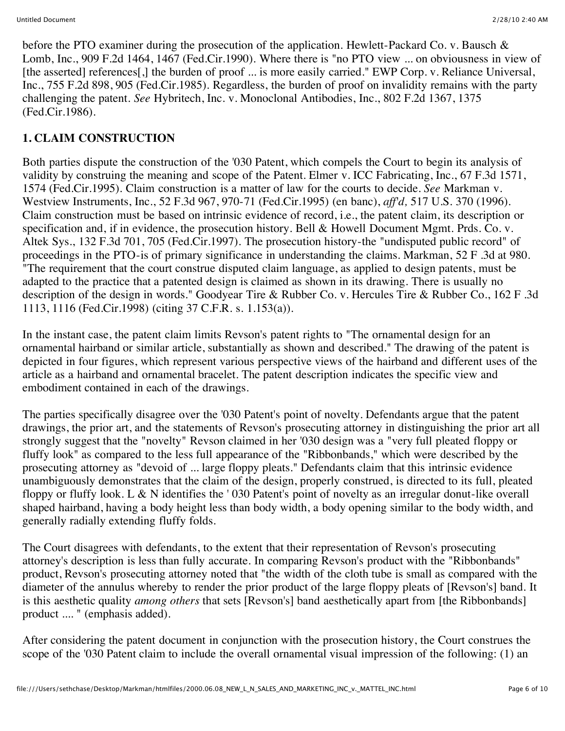before the PTO examiner during the prosecution of the application. Hewlett-Packard Co. v. Bausch & Lomb, Inc., 909 F.2d 1464, 1467 (Fed.Cir.1990). Where there is "no PTO view ... on obviousness in view of [the asserted] references[,] the burden of proof ... is more easily carried." EWP Corp. v. Reliance Universal, Inc., 755 F.2d 898, 905 (Fed.Cir.1985). Regardless, the burden of proof on invalidity remains with the party challenging the patent. *See* Hybritech, Inc. v. Monoclonal Antibodies, Inc., 802 F.2d 1367, 1375 (Fed.Cir.1986).

## 1. CLAIM CONSTRUCTION

Both parties dispute the construction of the '030 Patent, which compels the Court to begin its analysis of validity by construing the meaning and scope of the Patent. Elmer v. ICC Fabricating, Inc., 67 F.3d 1571, 1574 (Fed.Cir.1995). Claim construction is a matter of law for the courts to decide. *See* Markman v. Westview Instruments, Inc., 52 F.3d 967, 970-71 (Fed.Cir.1995) (en banc), *aff'd,* 517 U.S. 370 (1996). Claim construction must be based on intrinsic evidence of record, i.e., the patent claim, its description or specification and, if in evidence, the prosecution history. Bell & Howell Document Mgmt. Prds. Co. v. Altek Sys., 132 F.3d 701, 705 (Fed.Cir.1997). The prosecution history-the "undisputed public record" of proceedings in the PTO-is of primary significance in understanding the claims. Markman, 52 F .3d at 980. "The requirement that the court construe disputed claim language, as applied to design patents, must be adapted to the practice that a patented design is claimed as shown in its drawing. There is usually no description of the design in words." Goodyear Tire & Rubber Co. v. Hercules Tire & Rubber Co., 162 F .3d 1113, 1116 (Fed.Cir.1998) (citing 37 C.F.R. s. 1.153(a)).

In the instant case, the patent claim limits Revson's patent rights to "The ornamental design for an ornamental hairband or similar article, substantially as shown and described." The drawing of the patent is depicted in four figures, which represent various perspective views of the hairband and different uses of the article as a hairband and ornamental bracelet. The patent description indicates the specific view and embodiment contained in each of the drawings.

The parties specifically disagree over the '030 Patent's point of novelty. Defendants argue that the patent drawings, the prior art, and the statements of Revson's prosecuting attorney in distinguishing the prior art all strongly suggest that the "novelty" Revson claimed in her '030 design was a "very full pleated floppy or fluffy look" as compared to the less full appearance of the "Ribbonbands," which were described by the prosecuting attorney as "devoid of ... large floppy pleats." Defendants claim that this intrinsic evidence unambiguously demonstrates that the claim of the design, properly construed, is directed to its full, pleated floppy or fluffy look. L & N identifies the ' 030 Patent's point of novelty as an irregular donut-like overall shaped hairband, having a body height less than body width, a body opening similar to the body width, and generally radially extending fluffy folds.

The Court disagrees with defendants, to the extent that their representation of Revson's prosecuting attorney's description is less than fully accurate. In comparing Revson's product with the "Ribbonbands" product, Revson's prosecuting attorney noted that "the width of the cloth tube is small as compared with the diameter of the annulus whereby to render the prior product of the large floppy pleats of [Revson's] band. It is this aesthetic quality *among others* that sets [Revson's] band aesthetically apart from [the Ribbonbands] product .... " (emphasis added).

After considering the patent document in conjunction with the prosecution history, the Court construes the scope of the '030 Patent claim to include the overall ornamental visual impression of the following: (1) an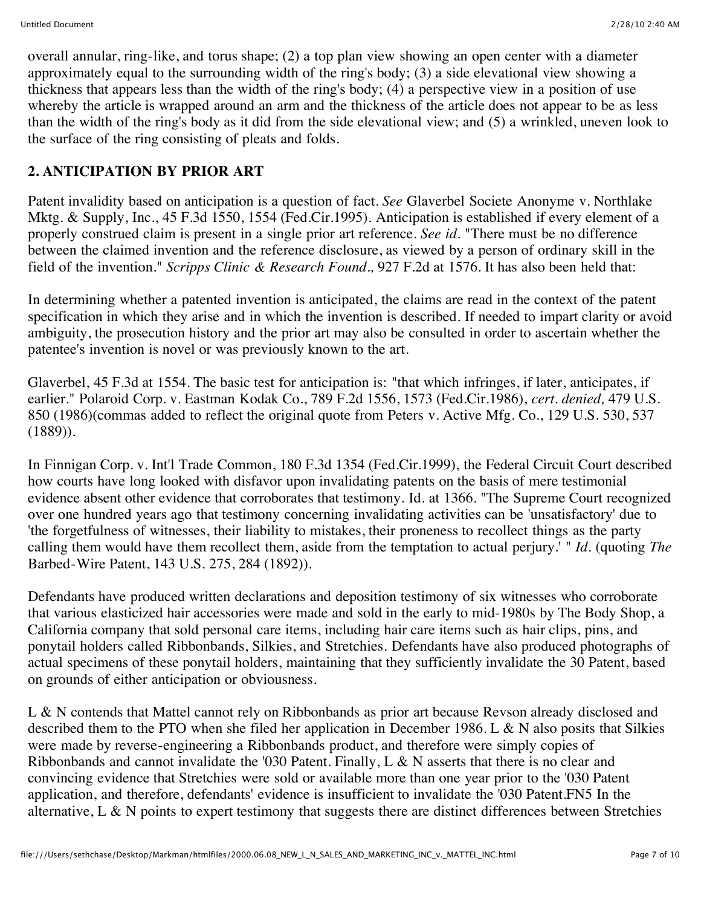overall annular, ring-like, and torus shape; (2) a top plan view showing an open center with a diameter approximately equal to the surrounding width of the ring's body; (3) a side elevational view showing a thickness that appears less than the width of the ring's body; (4) a perspective view in a position of use whereby the article is wrapped around an arm and the thickness of the article does not appear to be as less than the width of the ring's body as it did from the side elevational view; and (5) a wrinkled, uneven look to the surface of the ring consisting of pleats and folds.

## 2. ANTICIPATION BY PRIOR ART

Patent invalidity based on anticipation is a question of fact. *See* Glaverbel Societe Anonyme v. Northlake Mktg. & Supply, Inc., 45 F.3d 1550, 1554 (Fed.Cir.1995). Anticipation is established if every element of a properly construed claim is present in a single prior art reference. *See id.* "There must be no difference between the claimed invention and the reference disclosure, as viewed by a person of ordinary skill in the field of the invention." *Scripps Clinic & Research Found.,* 927 F.2d at 1576. It has also been held that:

In determining whether a patented invention is anticipated, the claims are read in the context of the patent specification in which they arise and in which the invention is described. If needed to impart clarity or avoid ambiguity, the prosecution history and the prior art may also be consulted in order to ascertain whether the patentee's invention is novel or was previously known to the art.

Glaverbel, 45 F.3d at 1554. The basic test for anticipation is: "that which infringes, if later, anticipates, if earlier." Polaroid Corp. v. Eastman Kodak Co., 789 F.2d 1556, 1573 (Fed.Cir.1986), *cert. denied,* 479 U.S. 850 (1986)(commas added to reflect the original quote from Peters v. Active Mfg. Co., 129 U.S. 530, 537 (1889)).

In Finnigan Corp. v. Int'l Trade Common, 180 F.3d 1354 (Fed.Cir.1999), the Federal Circuit Court described how courts have long looked with disfavor upon invalidating patents on the basis of mere testimonial evidence absent other evidence that corroborates that testimony. Id. at 1366. "The Supreme Court recognized over one hundred years ago that testimony concerning invalidating activities can be 'unsatisfactory' due to 'the forgetfulness of witnesses, their liability to mistakes, their proneness to recollect things as the party calling them would have them recollect them, aside from the temptation to actual perjury.' " *Id.* (quoting *The* Barbed-Wire Patent, 143 U.S. 275, 284 (1892)).

Defendants have produced written declarations and deposition testimony of six witnesses who corroborate that various elasticized hair accessories were made and sold in the early to mid-1980s by The Body Shop, a California company that sold personal care items, including hair care items such as hair clips, pins, and ponytail holders called Ribbonbands, Silkies, and Stretchies. Defendants have also produced photographs of actual specimens of these ponytail holders, maintaining that they sufficiently invalidate the 30 Patent, based on grounds of either anticipation or obviousness.

L & N contends that Mattel cannot rely on Ribbonbands as prior art because Revson already disclosed and described them to the PTO when she filed her application in December 1986. L & N also posits that Silkies were made by reverse-engineering a Ribbonbands product, and therefore were simply copies of Ribbonbands and cannot invalidate the '030 Patent. Finally, L & N asserts that there is no clear and convincing evidence that Stretchies were sold or available more than one year prior to the '030 Patent application, and therefore, defendants' evidence is insufficient to invalidate the '030 Patent.FN5 In the alternative, L & N points to expert testimony that suggests there are distinct differences between Stretchies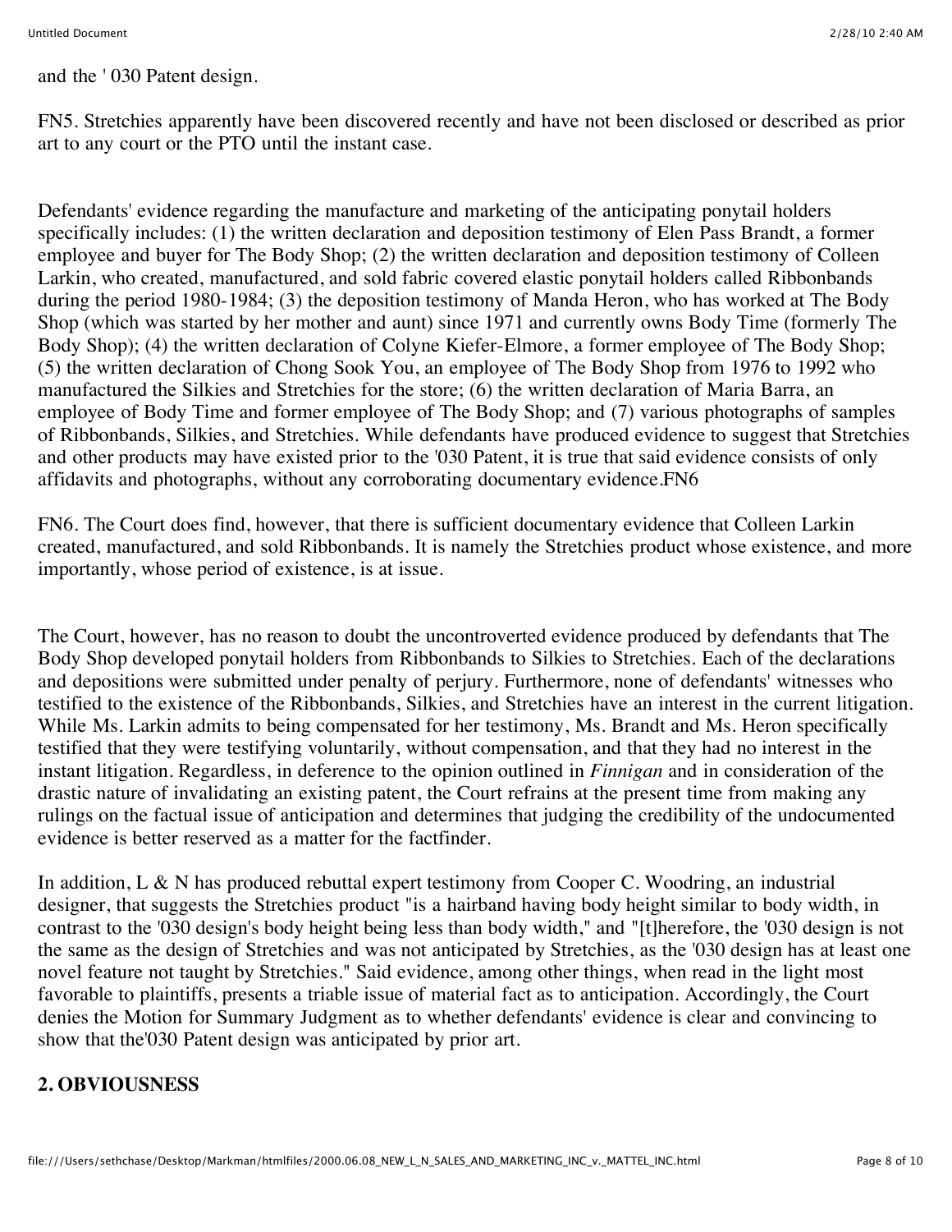and the ' 030 Patent design.

FN5. Stretchies apparently have been discovered recently and have not been disclosed or described as prior art to any court or the PTO until the instant case.

Defendants' evidence regarding the manufacture and marketing of the anticipating ponytail holders specifically includes: (1) the written declaration and deposition testimony of Elen Pass Brandt, a former employee and buyer for The Body Shop; (2) the written declaration and deposition testimony of Colleen Larkin, who created, manufactured, and sold fabric covered elastic ponytail holders called Ribbonbands during the period 1980-1984; (3) the deposition testimony of Manda Heron, who has worked at The Body Shop (which was started by her mother and aunt) since 1971 and currently owns Body Time (formerly The Body Shop); (4) the written declaration of Colyne Kiefer-Elmore, a former employee of The Body Shop; (5) the written declaration of Chong Sook You, an employee of The Body Shop from 1976 to 1992 who manufactured the Silkies and Stretchies for the store; (6) the written declaration of Maria Barra, an employee of Body Time and former employee of The Body Shop; and (7) various photographs of samples of Ribbonbands, Silkies, and Stretchies. While defendants have produced evidence to suggest that Stretchies and other products may have existed prior to the '030 Patent, it is true that said evidence consists of only affidavits and photographs, without any corroborating documentary evidence.FN6

FN6. The Court does find, however, that there is sufficient documentary evidence that Colleen Larkin created, manufactured, and sold Ribbonbands. It is namely the Stretchies product whose existence, and more importantly, whose period of existence, is at issue.

The Court, however, has no reason to doubt the uncontroverted evidence produced by defendants that The Body Shop developed ponytail holders from Ribbonbands to Silkies to Stretchies. Each of the declarations and depositions were submitted under penalty of perjury. Furthermore, none of defendants' witnesses who testified to the existence of the Ribbonbands, Silkies, and Stretchies have an interest in the current litigation. While Ms. Larkin admits to being compensated for her testimony, Ms. Brandt and Ms. Heron specifically testified that they were testifying voluntarily, without compensation, and that they had no interest in the instant litigation. Regardless, in deference to the opinion outlined in *Finnigan* and in consideration of the drastic nature of invalidating an existing patent, the Court refrains at the present time from making any rulings on the factual issue of anticipation and determines that judging the credibility of the undocumented evidence is better reserved as a matter for the factfinder.

In addition, L & N has produced rebuttal expert testimony from Cooper C. Woodring, an industrial designer, that suggests the Stretchies product "is a hairband having body height similar to body width, in contrast to the '030 design's body height being less than body width," and "[t]herefore, the '030 design is not the same as the design of Stretchies and was not anticipated by Stretchies, as the '030 design has at least one novel feature not taught by Stretchies." Said evidence, among other things, when read in the light most favorable to plaintiffs, presents a triable issue of material fact as to anticipation. Accordingly, the Court denies the Motion for Summary Judgment as to whether defendants' evidence is clear and convincing to show that the'030 Patent design was anticipated by prior art.

## 2. OBVIOUSNESS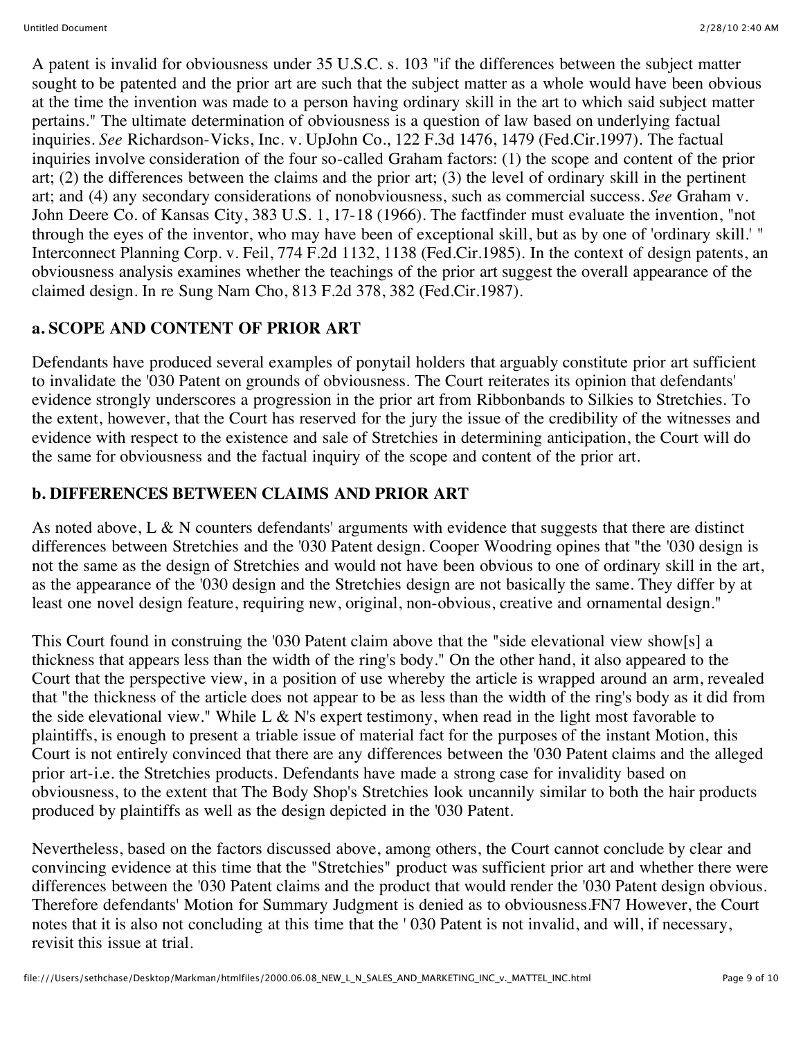A patent is invalid for obviousness under 35 U.S.C. s. 103 "if the differences between the subject matter sought to be patented and the prior art are such that the subject matter as a whole would have been obvious at the time the invention was made to a person having ordinary skill in the art to which said subject matter pertains." The ultimate determination of obviousness is a question of law based on underlying factual inquiries. *See* Richardson-Vicks, Inc. v. UpJohn Co., 122 F.3d 1476, 1479 (Fed.Cir.1997). The factual inquiries involve consideration of the four so-called Graham factors: (1) the scope and content of the prior art; (2) the differences between the claims and the prior art; (3) the level of ordinary skill in the pertinent art; and (4) any secondary considerations of nonobviousness, such as commercial success. *See* Graham v. John Deere Co. of Kansas City, 383 U.S. 1, 17-18 (1966). The factfinder must evaluate the invention, "not through the eyes of the inventor, who may have been of exceptional skill, but as by one of 'ordinary skill.' " Interconnect Planning Corp. v. Feil, 774 F.2d 1132, 1138 (Fed.Cir.1985). In the context of design patents, an obviousness analysis examines whether the teachings of the prior art suggest the overall appearance of the claimed design. In re Sung Nam Cho, 813 F.2d 378, 382 (Fed.Cir.1987).

### a. SCOPE AND CONTENT OF PRIOR ART

Defendants have produced several examples of ponytail holders that arguably constitute prior art sufficient to invalidate the '030 Patent on grounds of obviousness. The Court reiterates its opinion that defendants' evidence strongly underscores a progression in the prior art from Ribbonbands to Silkies to Stretchies. To the extent, however, that the Court has reserved for the jury the issue of the credibility of the witnesses and evidence with respect to the existence and sale of Stretchies in determining anticipation, the Court will do the same for obviousness and the factual inquiry of the scope and content of the prior art.

### b. DIFFERENCES BETWEEN CLAIMS AND PRIOR ART

As noted above, L & N counters defendants' arguments with evidence that suggests that there are distinct differences between Stretchies and the '030 Patent design. Cooper Woodring opines that "the '030 design is not the same as the design of Stretchies and would not have been obvious to one of ordinary skill in the art, as the appearance of the '030 design and the Stretchies design are not basically the same. They differ by at least one novel design feature, requiring new, original, non-obvious, creative and ornamental design."

This Court found in construing the '030 Patent claim above that the "side elevational view show[s] a thickness that appears less than the width of the ring's body." On the other hand, it also appeared to the Court that the perspective view, in a position of use whereby the article is wrapped around an arm, revealed that "the thickness of the article does not appear to be as less than the width of the ring's body as it did from the side elevational view." While L & N's expert testimony, when read in the light most favorable to plaintiffs, is enough to present a triable issue of material fact for the purposes of the instant Motion, this Court is not entirely convinced that there are any differences between the '030 Patent claims and the alleged prior art-i.e. the Stretchies products. Defendants have made a strong case for invalidity based on obviousness, to the extent that The Body Shop's Stretchies look uncannily similar to both the hair products produced by plaintiffs as well as the design depicted in the '030 Patent.

Nevertheless, based on the factors discussed above, among others, the Court cannot conclude by clear and convincing evidence at this time that the "Stretchies" product was sufficient prior art and whether there were differences between the '030 Patent claims and the product that would render the '030 Patent design obvious. Therefore defendants' Motion for Summary Judgment is denied as to obviousness.FN7 However, the Court notes that it is also not concluding at this time that the ' 030 Patent is not invalid, and will, if necessary, revisit this issue at trial.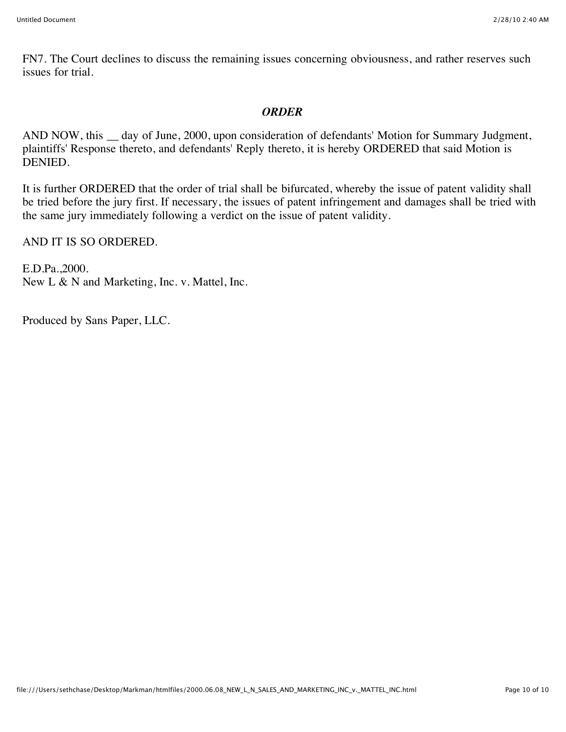FN7. The Court declines to discuss the remaining issues concerning obviousness, and rather reserves such issues for trial.

## *ORDER*

AND NOW, this __ day of June, 2000, upon consideration of defendants' Motion for Summary Judgment, plaintiffs' Response thereto, and defendants' Reply thereto, it is hereby ORDERED that said Motion is DENIED.

It is further ORDERED that the order of trial shall be bifurcated, whereby the issue of patent validity shall be tried before the jury first. If necessary, the issues of patent infringement and damages shall be tried with the same jury immediately following a verdict on the issue of patent validity.

AND IT IS SO ORDERED.

E.D.Pa.,2000.
New L & N and Marketing, Inc. v. Mattel, Inc.

Produced by Sans Paper, LLC.